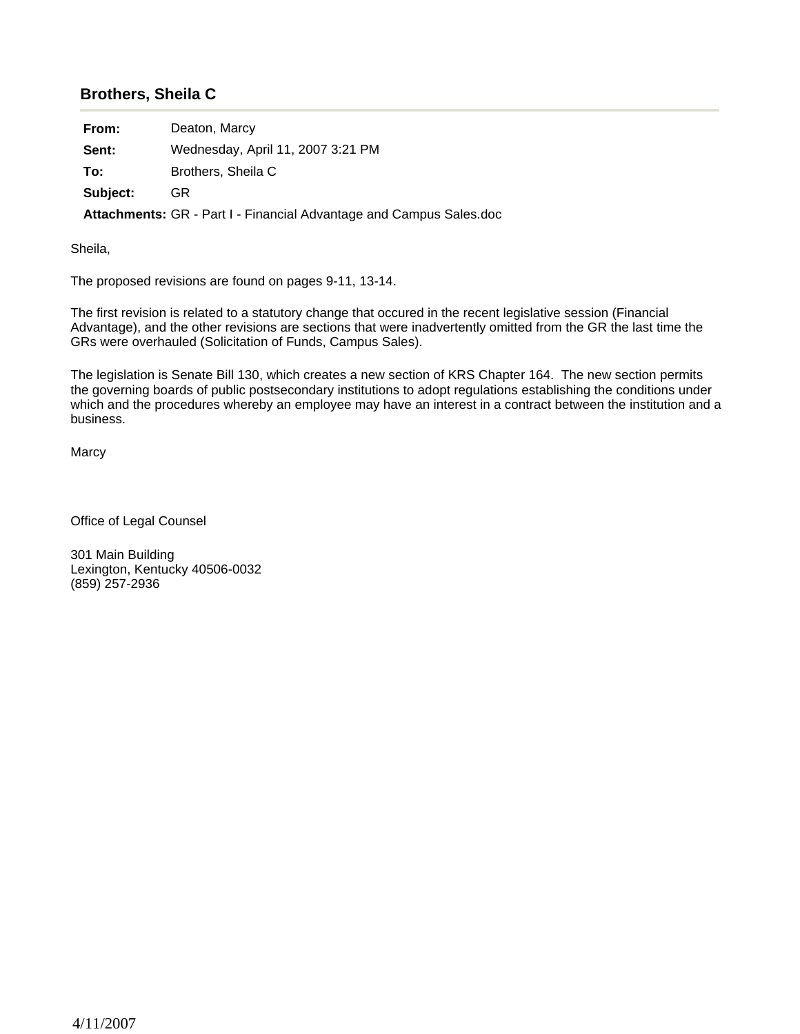## Brothers, Sheila C

| | |
|---|---|
| **From:** | Deaton, Marcy |
| **Sent:** | Wednesday, April 11, 2007 3:21 PM |
| **To:** | Brothers, Sheila C |
| **Subject:** | GR |
| **Attachments:** | GR - Part I - Financial Advantage and Campus Sales.doc |

Sheila,

The proposed revisions are found on pages 9-11, 13-14.

The first revision is related to a statutory change that occured in the recent legislative session (Financial Advantage), and the other revisions are sections that were inadvertently omitted from the GR the last time the GRs were overhauled (Solicitation of Funds, Campus Sales).

The legislation is Senate Bill 130, which creates a new section of KRS Chapter 164. The new section permits the governing boards of public postsecondary institutions to adopt regulations establishing the conditions under which and the procedures whereby an employee may have an interest in a contract between the institution and a business.

Marcy

Office of Legal Counsel

301 Main Building
Lexington, Kentucky 40506-0032
(859) 257-2936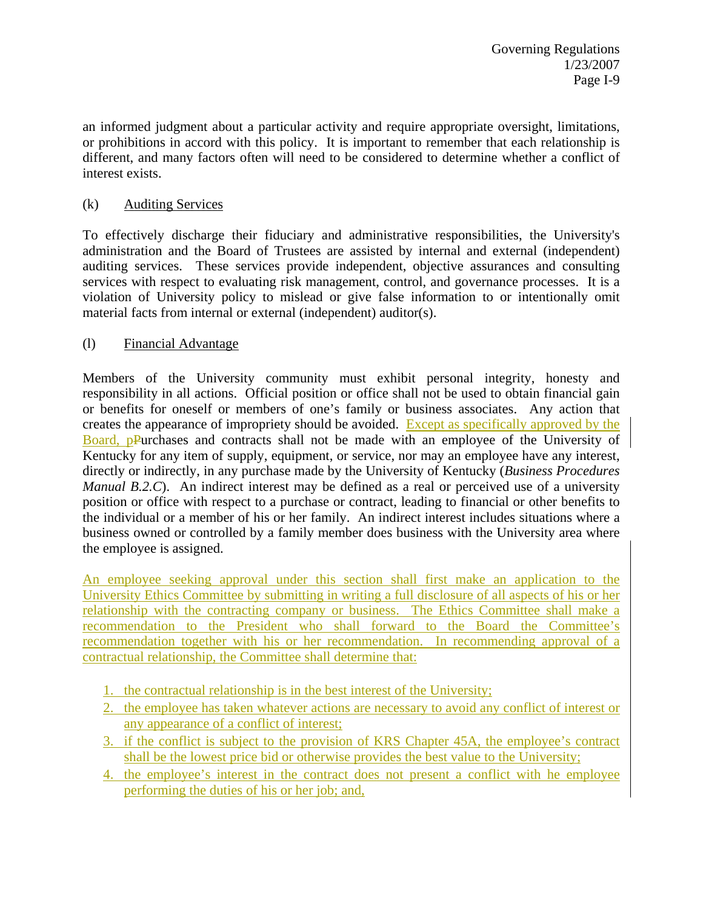an informed judgment about a particular activity and require appropriate oversight, limitations, or prohibitions in accord with this policy. It is important to remember that each relationship is different, and many factors often will need to be considered to determine whether a conflict of interest exists.

(k) Auditing Services

To effectively discharge their fiduciary and administrative responsibilities, the University's administration and the Board of Trustees are assisted by internal and external (independent) auditing services. These services provide independent, objective assurances and consulting services with respect to evaluating risk management, control, and governance processes. It is a violation of University policy to mislead or give false information to or intentionally omit material facts from internal or external (independent) auditor(s).

(l) Financial Advantage

Members of the University community must exhibit personal integrity, honesty and responsibility in all actions. Official position or office shall not be used to obtain financial gain or benefits for oneself or members of one's family or business associates. Any action that creates the appearance of impropriety should be avoided. Except as specifically approved by the Board, pPurchases and contracts shall not be made with an employee of the University of Kentucky for any item of supply, equipment, or service, nor may an employee have any interest, directly or indirectly, in any purchase made by the University of Kentucky (*Business Procedures Manual B.2.C*). An indirect interest may be defined as a real or perceived use of a university position or office with respect to a purchase or contract, leading to financial or other benefits to the individual or a member of his or her family. An indirect interest includes situations where a business owned or controlled by a family member does business with the University area where the employee is assigned.

An employee seeking approval under this section shall first make an application to the University Ethics Committee by submitting in writing a full disclosure of all aspects of his or her relationship with the contracting company or business. The Ethics Committee shall make a recommendation to the President who shall forward to the Board the Committee's recommendation together with his or her recommendation. In recommending approval of a contractual relationship, the Committee shall determine that:

1. the contractual relationship is in the best interest of the University;
2. the employee has taken whatever actions are necessary to avoid any conflict of interest or any appearance of a conflict of interest;
3. if the conflict is subject to the provision of KRS Chapter 45A, the employee's contract shall be the lowest price bid or otherwise provides the best value to the University;
4. the employee's interest in the contract does not present a conflict with he employee performing the duties of his or her job; and,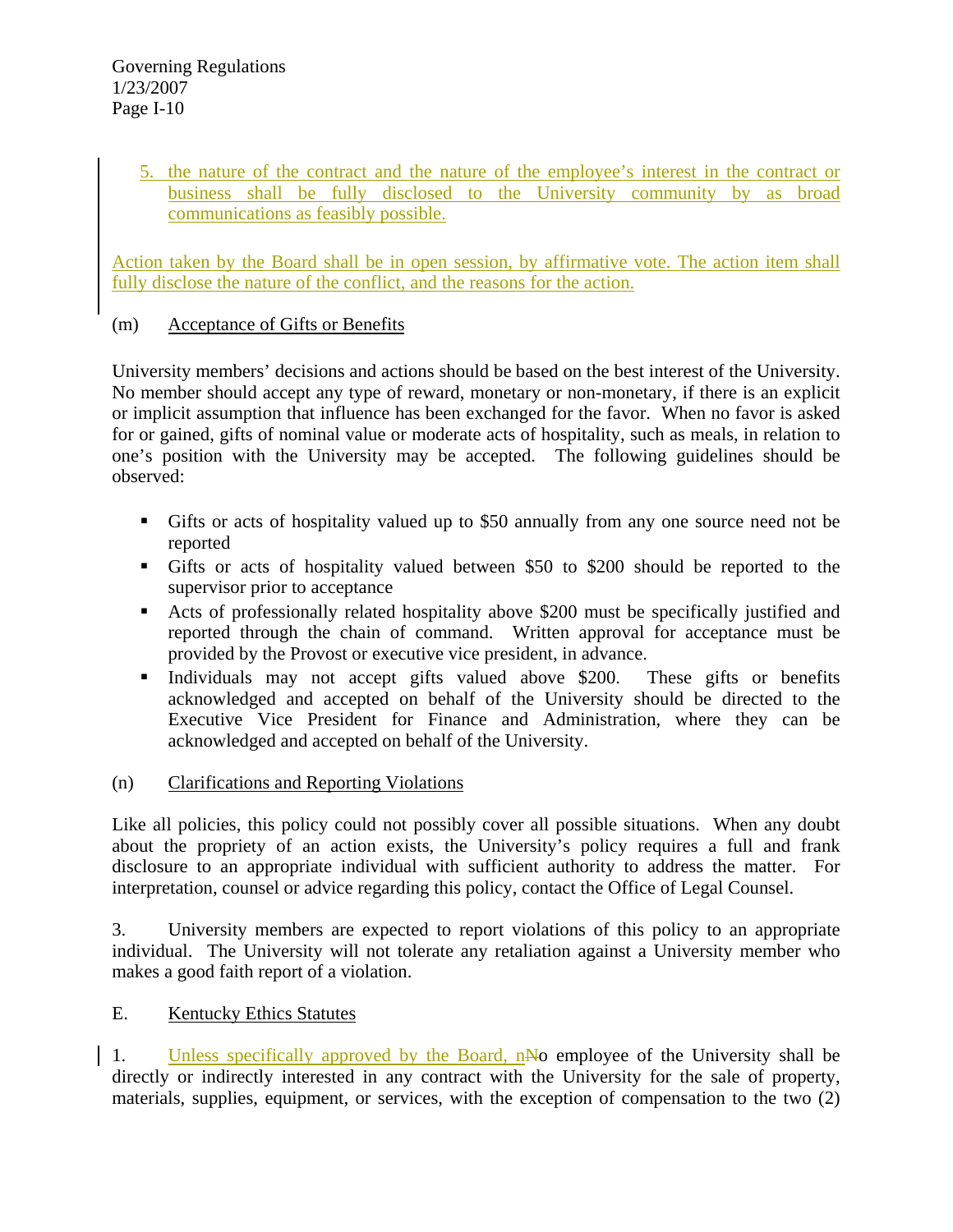5. the nature of the contract and the nature of the employee's interest in the contract or business shall be fully disclosed to the University community by as broad communications as feasibly possible.

Action taken by the Board shall be in open session, by affirmative vote. The action item shall fully disclose the nature of the conflict, and the reasons for the action.

(m) Acceptance of Gifts or Benefits

University members' decisions and actions should be based on the best interest of the University. No member should accept any type of reward, monetary or non-monetary, if there is an explicit or implicit assumption that influence has been exchanged for the favor. When no favor is asked for or gained, gifts of nominal value or moderate acts of hospitality, such as meals, in relation to one's position with the University may be accepted. The following guidelines should be observed:

- Gifts or acts of hospitality valued up to $50 annually from any one source need not be reported
- Gifts or acts of hospitality valued between $50 to $200 should be reported to the supervisor prior to acceptance
- Acts of professionally related hospitality above $200 must be specifically justified and reported through the chain of command. Written approval for acceptance must be provided by the Provost or executive vice president, in advance.
- Individuals may not accept gifts valued above $200. These gifts or benefits acknowledged and accepted on behalf of the University should be directed to the Executive Vice President for Finance and Administration, where they can be acknowledged and accepted on behalf of the University.

(n) Clarifications and Reporting Violations

Like all policies, this policy could not possibly cover all possible situations. When any doubt about the propriety of an action exists, the University's policy requires a full and frank disclosure to an appropriate individual with sufficient authority to address the matter. For interpretation, counsel or advice regarding this policy, contact the Office of Legal Counsel.

3. University members are expected to report violations of this policy to an appropriate individual. The University will not tolerate any retaliation against a University member who makes a good faith report of a violation.

E. Kentucky Ethics Statutes

1. Unless specifically approved by the Board, n~~N~~o employee of the University shall be directly or indirectly interested in any contract with the University for the sale of property, materials, supplies, equipment, or services, with the exception of compensation to the two (2)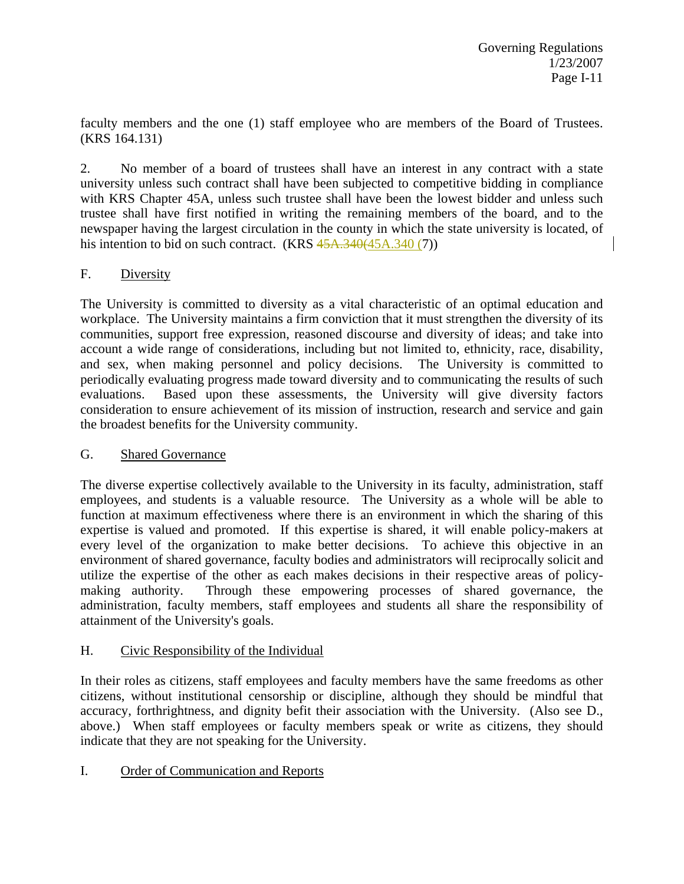faculty members and the one (1) staff employee who are members of the Board of Trustees. (KRS 164.131)

2. No member of a board of trustees shall have an interest in any contract with a state university unless such contract shall have been subjected to competitive bidding in compliance with KRS Chapter 45A, unless such trustee shall have been the lowest bidder and unless such trustee shall have first notified in writing the remaining members of the board, and to the newspaper having the largest circulation in the county in which the state university is located, of his intention to bid on such contract. (KRS ~~45A.340(~~45A.340 (7))

## F. Diversity

The University is committed to diversity as a vital characteristic of an optimal education and workplace. The University maintains a firm conviction that it must strengthen the diversity of its communities, support free expression, reasoned discourse and diversity of ideas; and take into account a wide range of considerations, including but not limited to, ethnicity, race, disability, and sex, when making personnel and policy decisions. The University is committed to periodically evaluating progress made toward diversity and to communicating the results of such evaluations. Based upon these assessments, the University will give diversity factors consideration to ensure achievement of its mission of instruction, research and service and gain the broadest benefits for the University community.

## G. Shared Governance

The diverse expertise collectively available to the University in its faculty, administration, staff employees, and students is a valuable resource. The University as a whole will be able to function at maximum effectiveness where there is an environment in which the sharing of this expertise is valued and promoted. If this expertise is shared, it will enable policy-makers at every level of the organization to make better decisions. To achieve this objective in an environment of shared governance, faculty bodies and administrators will reciprocally solicit and utilize the expertise of the other as each makes decisions in their respective areas of policy-making authority. Through these empowering processes of shared governance, the administration, faculty members, staff employees and students all share the responsibility of attainment of the University's goals.

## H. Civic Responsibility of the Individual

In their roles as citizens, staff employees and faculty members have the same freedoms as other citizens, without institutional censorship or discipline, although they should be mindful that accuracy, forthrightness, and dignity befit their association with the University. (Also see D., above.) When staff employees or faculty members speak or write as citizens, they should indicate that they are not speaking for the University.

## I. Order of Communication and Reports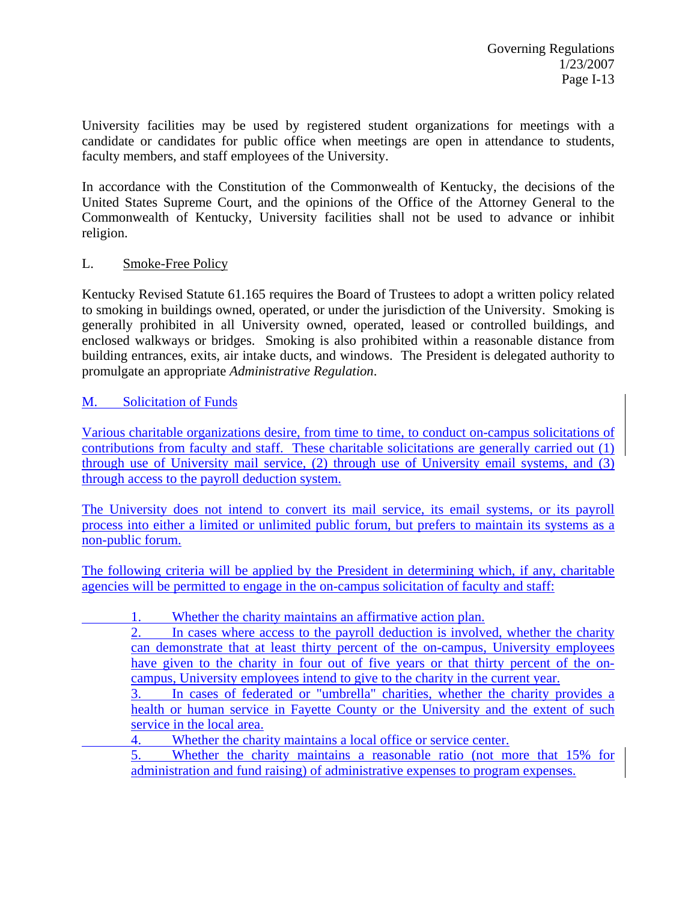University facilities may be used by registered student organizations for meetings with a candidate or candidates for public office when meetings are open in attendance to students, faculty members, and staff employees of the University.

In accordance with the Constitution of the Commonwealth of Kentucky, the decisions of the United States Supreme Court, and the opinions of the Office of the Attorney General to the Commonwealth of Kentucky, University facilities shall not be used to advance or inhibit religion.

## L. Smoke-Free Policy

Kentucky Revised Statute 61.165 requires the Board of Trustees to adopt a written policy related to smoking in buildings owned, operated, or under the jurisdiction of the University. Smoking is generally prohibited in all University owned, operated, leased or controlled buildings, and enclosed walkways or bridges. Smoking is also prohibited within a reasonable distance from building entrances, exits, air intake ducts, and windows. The President is delegated authority to promulgate an appropriate *Administrative Regulation*.

## M. Solicitation of Funds

Various charitable organizations desire, from time to time, to conduct on-campus solicitations of contributions from faculty and staff. These charitable solicitations are generally carried out (1) through use of University mail service, (2) through use of University email systems, and (3) through access to the payroll deduction system.

The University does not intend to convert its mail service, its email systems, or its payroll process into either a limited or unlimited public forum, but prefers to maintain its systems as a non-public forum.

The following criteria will be applied by the President in determining which, if any, charitable agencies will be permitted to engage in the on-campus solicitation of faculty and staff:

1. Whether the charity maintains an affirmative action plan.
2. In cases where access to the payroll deduction is involved, whether the charity can demonstrate that at least thirty percent of the on-campus, University employees have given to the charity in four out of five years or that thirty percent of the on-campus, University employees intend to give to the charity in the current year.
3. In cases of federated or "umbrella" charities, whether the charity provides a health or human service in Fayette County or the University and the extent of such service in the local area.
4. Whether the charity maintains a local office or service center.
5. Whether the charity maintains a reasonable ratio (not more that 15% for administration and fund raising) of administrative expenses to program expenses.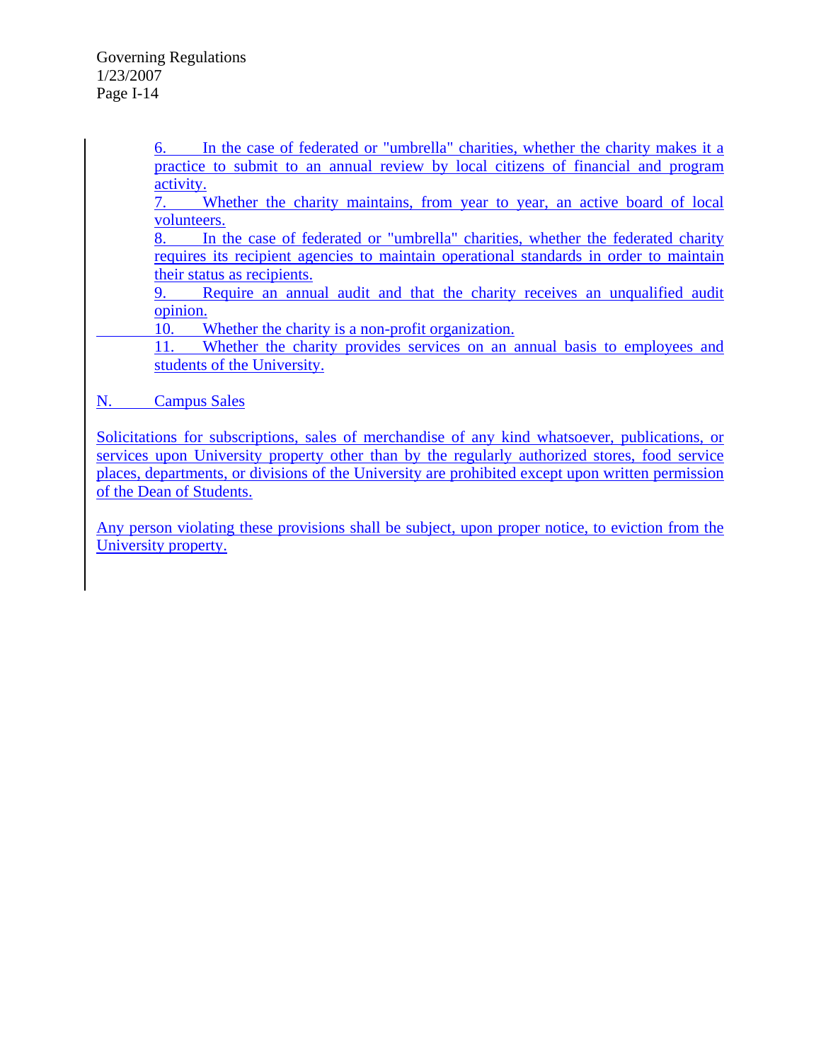6. In the case of federated or "umbrella" charities, whether the charity makes it a practice to submit to an annual review by local citizens of financial and program activity.
7. Whether the charity maintains, from year to year, an active board of local volunteers.
8. In the case of federated or "umbrella" charities, whether the federated charity requires its recipient agencies to maintain operational standards in order to maintain their status as recipients.
9. Require an annual audit and that the charity receives an unqualified audit opinion.
10. Whether the charity is a non-profit organization.
11. Whether the charity provides services on an annual basis to employees and students of the University.

## N. Campus Sales

Solicitations for subscriptions, sales of merchandise of any kind whatsoever, publications, or services upon University property other than by the regularly authorized stores, food service places, departments, or divisions of the University are prohibited except upon written permission of the Dean of Students.

Any person violating these provisions shall be subject, upon proper notice, to eviction from the University property.